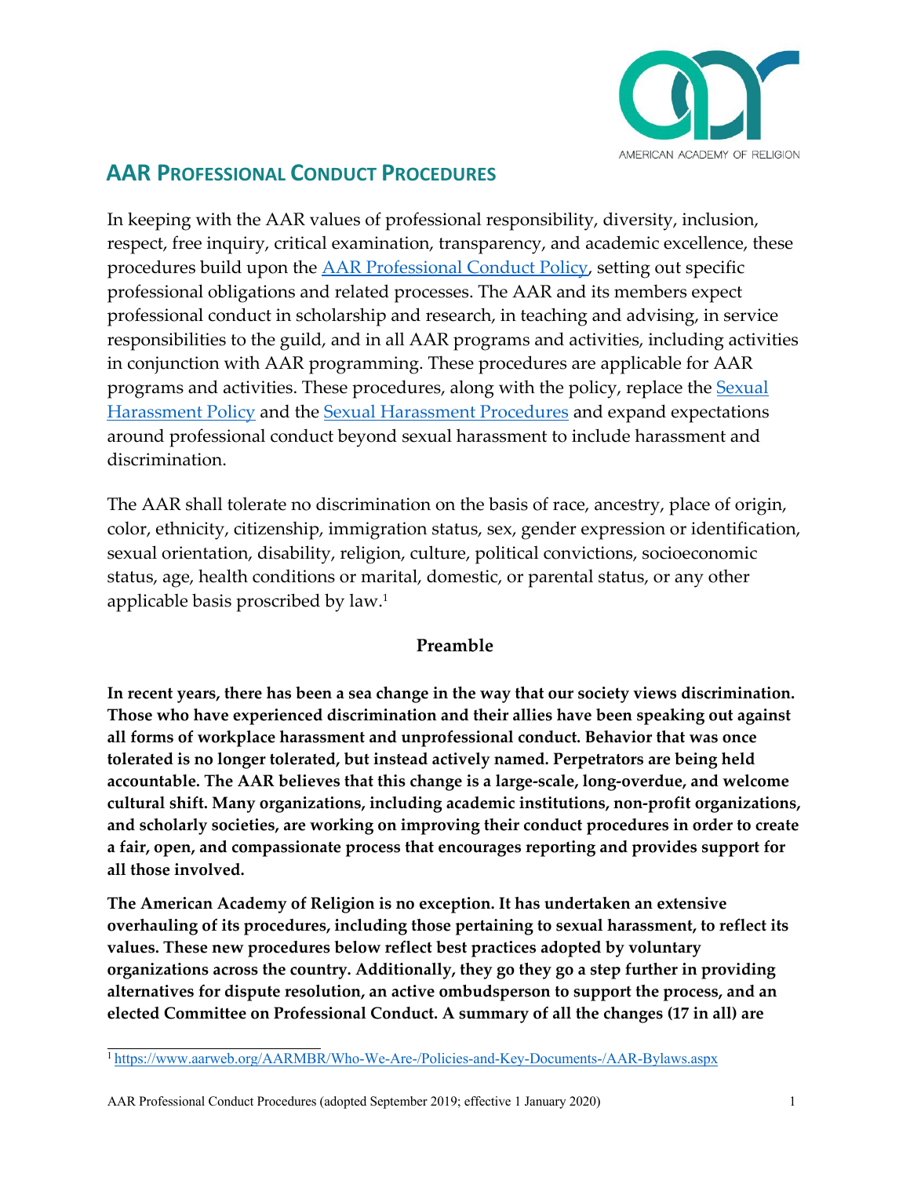# AAR Professional Conduct Procedures

In keeping with the AAR values of professional responsibility, diversity, inclusion, respect, free inquiry, critical examination, transparency, and academic excellence, these procedures build upon the [AAR Professional Conduct Policy](), setting out specific professional obligations and related processes. The AAR and its members expect professional conduct in scholarship and research, in teaching and advising, in service responsibilities to the guild, and in all AAR programs and activities, including activities in conjunction with AAR programming. These procedures are applicable for AAR programs and activities. These procedures, along with the policy, replace the [Sexual Harassment Policy]() and the [Sexual Harassment Procedures]() and expand expectations around professional conduct beyond sexual harassment to include harassment and discrimination.

The AAR shall tolerate no discrimination on the basis of race, ancestry, place of origin, color, ethnicity, citizenship, immigration status, sex, gender expression or identification, sexual orientation, disability, religion, culture, political convictions, socioeconomic status, age, health conditions or marital, domestic, or parental status, or any other applicable basis proscribed by law.[1]

## Preamble

**In recent years, there has been a sea change in the way that our society views discrimination. Those who have experienced discrimination and their allies have been speaking out against all forms of workplace harassment and unprofessional conduct. Behavior that was once tolerated is no longer tolerated, but instead actively named. Perpetrators are being held accountable. The AAR believes that this change is a large-scale, long-overdue, and welcome cultural shift. Many organizations, including academic institutions, non-profit organizations, and scholarly societies, are working on improving their conduct procedures in order to create a fair, open, and compassionate process that encourages reporting and provides support for all those involved.**

**The American Academy of Religion is no exception. It has undertaken an extensive overhauling of its procedures, including those pertaining to sexual harassment, to reflect its values. These new procedures below reflect best practices adopted by voluntary organizations across the country. Additionally, they go they go a step further in providing alternatives for dispute resolution, an active ombudsperson to support the process, and an elected Committee on Professional Conduct. A summary of all the changes (17 in all) are**

[1] https://www.aarweb.org/AARMBR/Who-We-Are-/Policies-and-Key-Documents-/AAR-Bylaws.aspx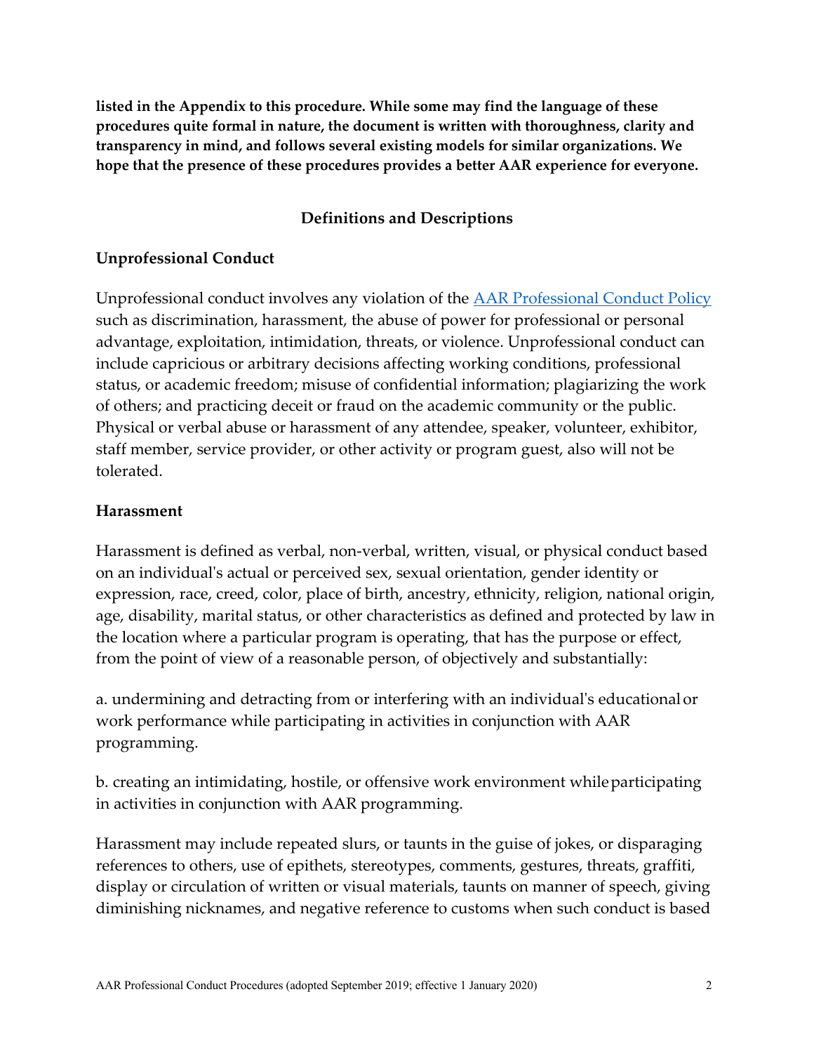**listed in the Appendix to this procedure. While some may find the language of these procedures quite formal in nature, the document is written with thoroughness, clarity and transparency in mind, and follows several existing models for similar organizations. We hope that the presence of these procedures provides a better AAR experience for everyone.**

## Definitions and Descriptions

### Unprofessional Conduct

Unprofessional conduct involves any violation of the [AAR Professional Conduct Policy] such as discrimination, harassment, the abuse of power for professional or personal advantage, exploitation, intimidation, threats, or violence. Unprofessional conduct can include capricious or arbitrary decisions affecting working conditions, professional status, or academic freedom; misuse of confidential information; plagiarizing the work of others; and practicing deceit or fraud on the academic community or the public. Physical or verbal abuse or harassment of any attendee, speaker, volunteer, exhibitor, staff member, service provider, or other activity or program guest, also will not be tolerated.

### Harassment

Harassment is defined as verbal, non-verbal, written, visual, or physical conduct based on an individual's actual or perceived sex, sexual orientation, gender identity or expression, race, creed, color, place of birth, ancestry, ethnicity, religion, national origin, age, disability, marital status, or other characteristics as defined and protected by law in the location where a particular program is operating, that has the purpose or effect, from the point of view of a reasonable person, of objectively and substantially:

a. undermining and detracting from or interfering with an individual's educational or work performance while participating in activities in conjunction with AAR programming.

b. creating an intimidating, hostile, or offensive work environment while participating in activities in conjunction with AAR programming.

Harassment may include repeated slurs, or taunts in the guise of jokes, or disparaging references to others, use of epithets, stereotypes, comments, gestures, threats, graffiti, display or circulation of written or visual materials, taunts on manner of speech, giving diminishing nicknames, and negative reference to customs when such conduct is based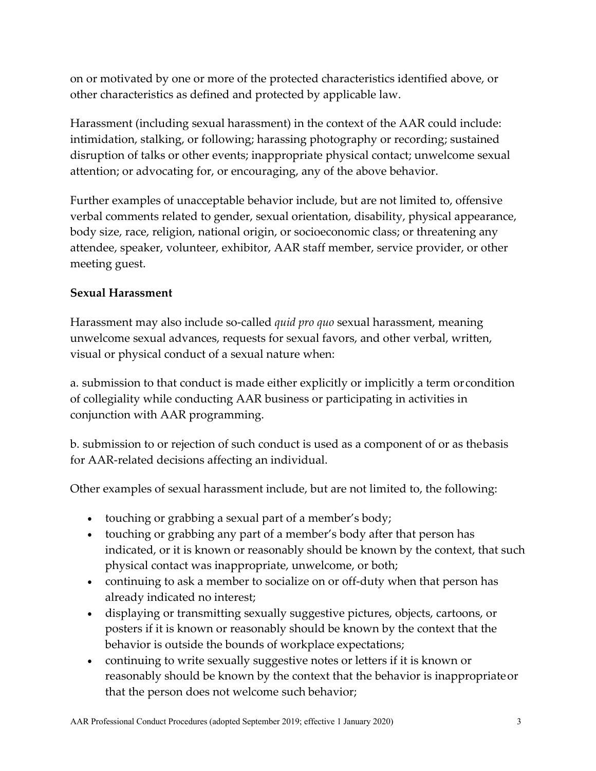on or motivated by one or more of the protected characteristics identified above, or other characteristics as defined and protected by applicable law.

Harassment (including sexual harassment) in the context of the AAR could include: intimidation, stalking, or following; harassing photography or recording; sustained disruption of talks or other events; inappropriate physical contact; unwelcome sexual attention; or advocating for, or encouraging, any of the above behavior.

Further examples of unacceptable behavior include, but are not limited to, offensive verbal comments related to gender, sexual orientation, disability, physical appearance, body size, race, religion, national origin, or socioeconomic class; or threatening any attendee, speaker, volunteer, exhibitor, AAR staff member, service provider, or other meeting guest.

**Sexual Harassment**

Harassment may also include so-called *quid pro quo* sexual harassment, meaning unwelcome sexual advances, requests for sexual favors, and other verbal, written, visual or physical conduct of a sexual nature when:

a. submission to that conduct is made either explicitly or implicitly a term or condition of collegiality while conducting AAR business or participating in activities in conjunction with AAR programming.

b. submission to or rejection of such conduct is used as a component of or as the basis for AAR-related decisions affecting an individual.

Other examples of sexual harassment include, but are not limited to, the following:

- touching or grabbing a sexual part of a member's body;
- touching or grabbing any part of a member's body after that person has indicated, or it is known or reasonably should be known by the context, that such physical contact was inappropriate, unwelcome, or both;
- continuing to ask a member to socialize on or off-duty when that person has already indicated no interest;
- displaying or transmitting sexually suggestive pictures, objects, cartoons, or posters if it is known or reasonably should be known by the context that the behavior is outside the bounds of workplace expectations;
- continuing to write sexually suggestive notes or letters if it is known or reasonably should be known by the context that the behavior is inappropriate or that the person does not welcome such behavior;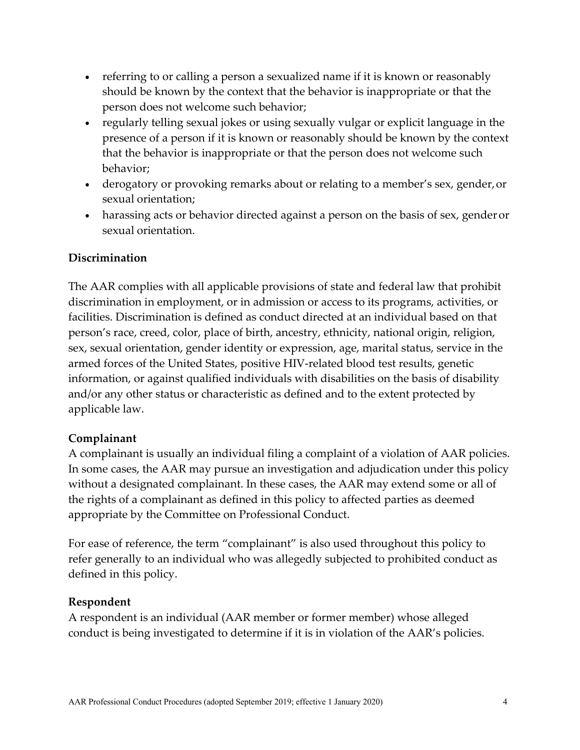- referring to or calling a person a sexualized name if it is known or reasonably should be known by the context that the behavior is inappropriate or that the person does not welcome such behavior;
- regularly telling sexual jokes or using sexually vulgar or explicit language in the presence of a person if it is known or reasonably should be known by the context that the behavior is inappropriate or that the person does not welcome such behavior;
- derogatory or provoking remarks about or relating to a member's sex, gender, or sexual orientation;
- harassing acts or behavior directed against a person on the basis of sex, gender or sexual orientation.

**Discrimination**

The AAR complies with all applicable provisions of state and federal law that prohibit discrimination in employment, or in admission or access to its programs, activities, or facilities. Discrimination is defined as conduct directed at an individual based on that person's race, creed, color, place of birth, ancestry, ethnicity, national origin, religion, sex, sexual orientation, gender identity or expression, age, marital status, service in the armed forces of the United States, positive HIV-related blood test results, genetic information, or against qualified individuals with disabilities on the basis of disability and/or any other status or characteristic as defined and to the extent protected by applicable law.

**Complainant**

A complainant is usually an individual filing a complaint of a violation of AAR policies. In some cases, the AAR may pursue an investigation and adjudication under this policy without a designated complainant. In these cases, the AAR may extend some or all of the rights of a complainant as defined in this policy to affected parties as deemed appropriate by the Committee on Professional Conduct.

For ease of reference, the term "complainant" is also used throughout this policy to refer generally to an individual who was allegedly subjected to prohibited conduct as defined in this policy.

**Respondent**

A respondent is an individual (AAR member or former member) whose alleged conduct is being investigated to determine if it is in violation of the AAR's policies.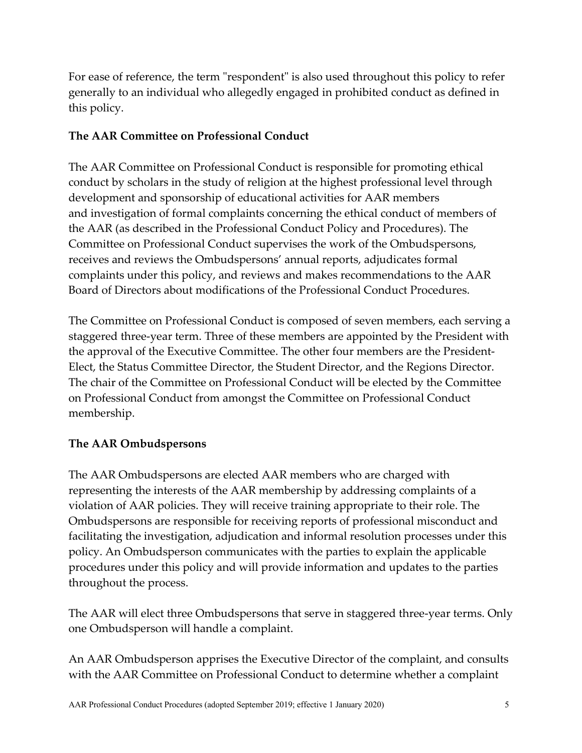For ease of reference, the term "respondent" is also used throughout this policy to refer generally to an individual who allegedly engaged in prohibited conduct as defined in this policy.

**The AAR Committee on Professional Conduct**

The AAR Committee on Professional Conduct is responsible for promoting ethical conduct by scholars in the study of religion at the highest professional level through development and sponsorship of educational activities for AAR members and investigation of formal complaints concerning the ethical conduct of members of the AAR (as described in the Professional Conduct Policy and Procedures). The Committee on Professional Conduct supervises the work of the Ombudspersons, receives and reviews the Ombudspersons' annual reports, adjudicates formal complaints under this policy, and reviews and makes recommendations to the AAR Board of Directors about modifications of the Professional Conduct Procedures.

The Committee on Professional Conduct is composed of seven members, each serving a staggered three-year term. Three of these members are appointed by the President with the approval of the Executive Committee. The other four members are the President-Elect, the Status Committee Director, the Student Director, and the Regions Director. The chair of the Committee on Professional Conduct will be elected by the Committee on Professional Conduct from amongst the Committee on Professional Conduct membership.

**The AAR Ombudspersons**

The AAR Ombudspersons are elected AAR members who are charged with representing the interests of the AAR membership by addressing complaints of a violation of AAR policies. They will receive training appropriate to their role. The Ombudspersons are responsible for receiving reports of professional misconduct and facilitating the investigation, adjudication and informal resolution processes under this policy. An Ombudsperson communicates with the parties to explain the applicable procedures under this policy and will provide information and updates to the parties throughout the process.

The AAR will elect three Ombudspersons that serve in staggered three-year terms. Only one Ombudsperson will handle a complaint.

An AAR Ombudsperson apprises the Executive Director of the complaint, and consults with the AAR Committee on Professional Conduct to determine whether a complaint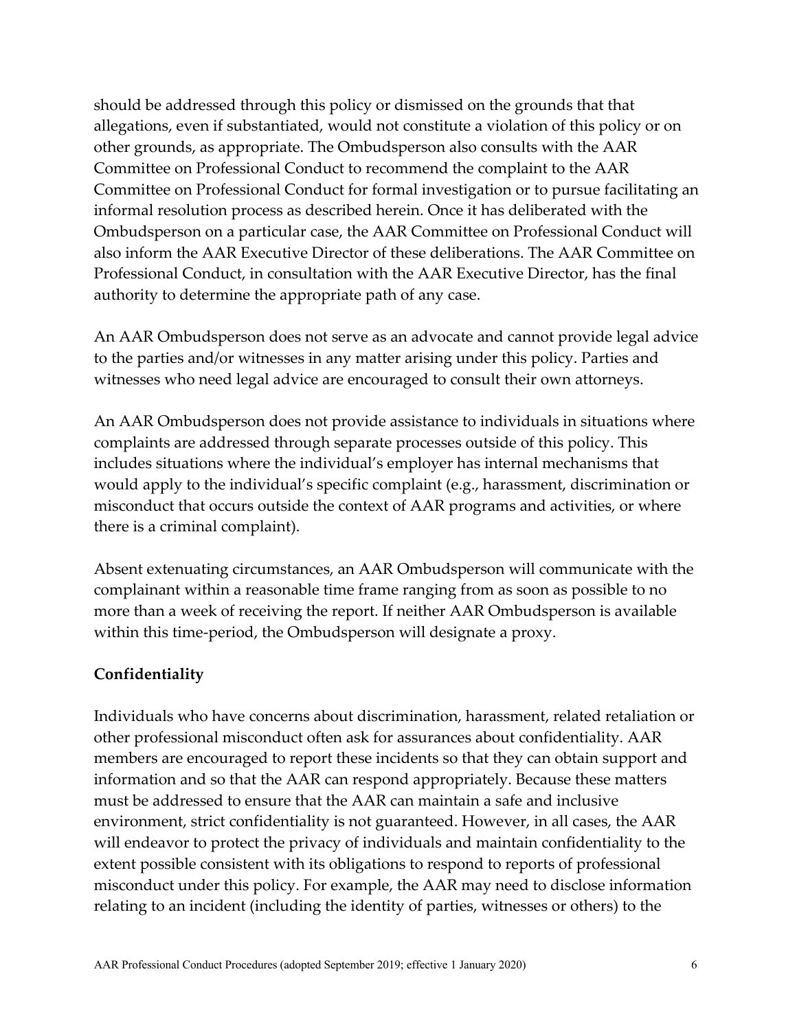should be addressed through this policy or dismissed on the grounds that that allegations, even if substantiated, would not constitute a violation of this policy or on other grounds, as appropriate. The Ombudsperson also consults with the AAR Committee on Professional Conduct to recommend the complaint to the AAR Committee on Professional Conduct for formal investigation or to pursue facilitating an informal resolution process as described herein. Once it has deliberated with the Ombudsperson on a particular case, the AAR Committee on Professional Conduct will also inform the AAR Executive Director of these deliberations. The AAR Committee on Professional Conduct, in consultation with the AAR Executive Director, has the final authority to determine the appropriate path of any case.

An AAR Ombudsperson does not serve as an advocate and cannot provide legal advice to the parties and/or witnesses in any matter arising under this policy. Parties and witnesses who need legal advice are encouraged to consult their own attorneys.

An AAR Ombudsperson does not provide assistance to individuals in situations where complaints are addressed through separate processes outside of this policy. This includes situations where the individual's employer has internal mechanisms that would apply to the individual's specific complaint (e.g., harassment, discrimination or misconduct that occurs outside the context of AAR programs and activities, or where there is a criminal complaint).

Absent extenuating circumstances, an AAR Ombudsperson will communicate with the complainant within a reasonable time frame ranging from as soon as possible to no more than a week of receiving the report. If neither AAR Ombudsperson is available within this time-period, the Ombudsperson will designate a proxy.

**Confidentiality**

Individuals who have concerns about discrimination, harassment, related retaliation or other professional misconduct often ask for assurances about confidentiality. AAR members are encouraged to report these incidents so that they can obtain support and information and so that the AAR can respond appropriately. Because these matters must be addressed to ensure that the AAR can maintain a safe and inclusive environment, strict confidentiality is not guaranteed. However, in all cases, the AAR will endeavor to protect the privacy of individuals and maintain confidentiality to the extent possible consistent with its obligations to respond to reports of professional misconduct under this policy. For example, the AAR may need to disclose information relating to an incident (including the identity of parties, witnesses or others) to the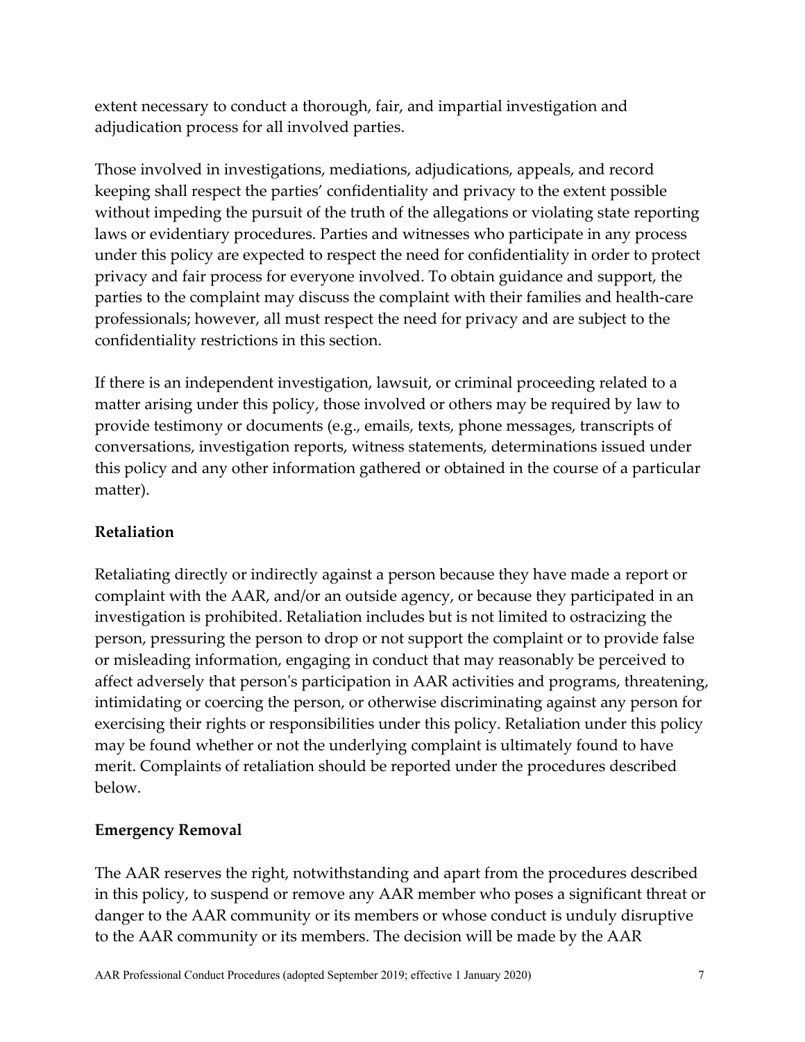extent necessary to conduct a thorough, fair, and impartial investigation and adjudication process for all involved parties.

Those involved in investigations, mediations, adjudications, appeals, and record keeping shall respect the parties' confidentiality and privacy to the extent possible without impeding the pursuit of the truth of the allegations or violating state reporting laws or evidentiary procedures. Parties and witnesses who participate in any process under this policy are expected to respect the need for confidentiality in order to protect privacy and fair process for everyone involved. To obtain guidance and support, the parties to the complaint may discuss the complaint with their families and health-care professionals; however, all must respect the need for privacy and are subject to the confidentiality restrictions in this section.

If there is an independent investigation, lawsuit, or criminal proceeding related to a matter arising under this policy, those involved or others may be required by law to provide testimony or documents (e.g., emails, texts, phone messages, transcripts of conversations, investigation reports, witness statements, determinations issued under this policy and any other information gathered or obtained in the course of a particular matter).

**Retaliation**

Retaliating directly or indirectly against a person because they have made a report or complaint with the AAR, and/or an outside agency, or because they participated in an investigation is prohibited. Retaliation includes but is not limited to ostracizing the person, pressuring the person to drop or not support the complaint or to provide false or misleading information, engaging in conduct that may reasonably be perceived to affect adversely that person's participation in AAR activities and programs, threatening, intimidating or coercing the person, or otherwise discriminating against any person for exercising their rights or responsibilities under this policy. Retaliation under this policy may be found whether or not the underlying complaint is ultimately found to have merit. Complaints of retaliation should be reported under the procedures described below.

**Emergency Removal**

The AAR reserves the right, notwithstanding and apart from the procedures described in this policy, to suspend or remove any AAR member who poses a significant threat or danger to the AAR community or its members or whose conduct is unduly disruptive to the AAR community or its members. The decision will be made by the AAR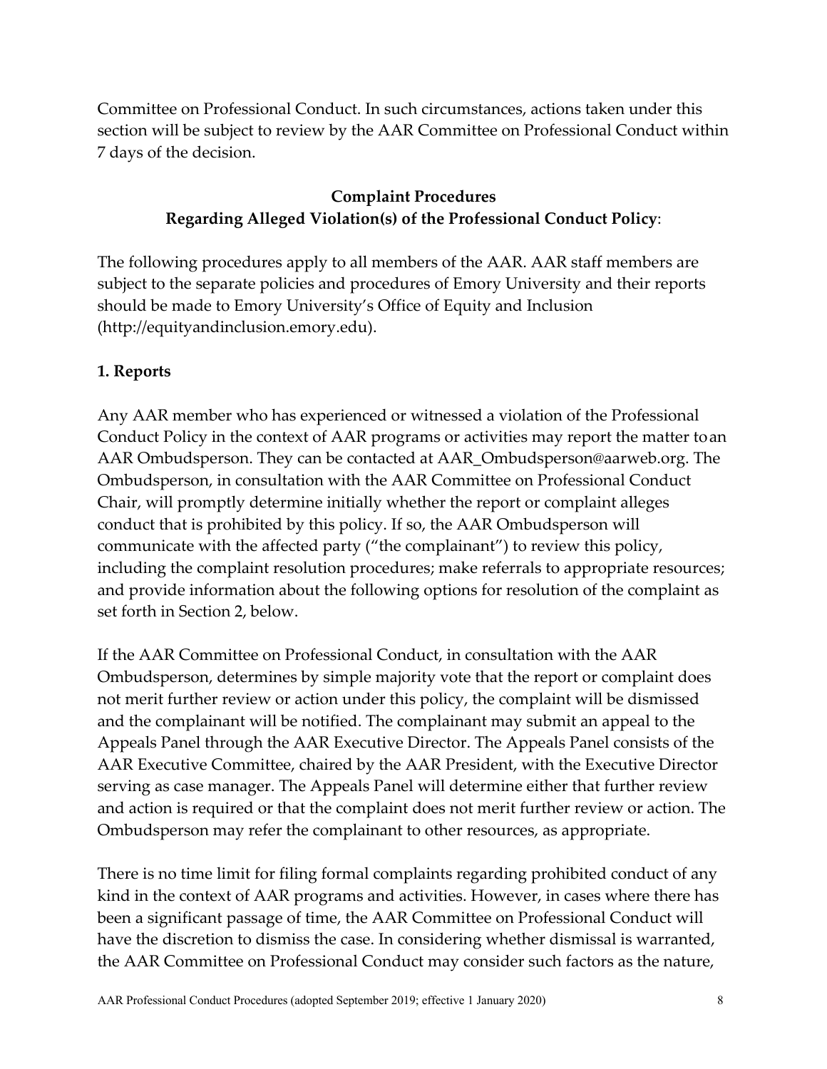Committee on Professional Conduct. In such circumstances, actions taken under this section will be subject to review by the AAR Committee on Professional Conduct within 7 days of the decision.

## Complaint Procedures
## Regarding Alleged Violation(s) of the Professional Conduct Policy:

The following procedures apply to all members of the AAR. AAR staff members are subject to the separate policies and procedures of Emory University and their reports should be made to Emory University's Office of Equity and Inclusion (http://equityandinclusion.emory.edu).

### 1. Reports

Any AAR member who has experienced or witnessed a violation of the Professional Conduct Policy in the context of AAR programs or activities may report the matter to an AAR Ombudsperson. They can be contacted at AAR_Ombudsperson@aarweb.org. The Ombudsperson, in consultation with the AAR Committee on Professional Conduct Chair, will promptly determine initially whether the report or complaint alleges conduct that is prohibited by this policy. If so, the AAR Ombudsperson will communicate with the affected party ("the complainant") to review this policy, including the complaint resolution procedures; make referrals to appropriate resources; and provide information about the following options for resolution of the complaint as set forth in Section 2, below.

If the AAR Committee on Professional Conduct, in consultation with the AAR Ombudsperson, determines by simple majority vote that the report or complaint does not merit further review or action under this policy, the complaint will be dismissed and the complainant will be notified. The complainant may submit an appeal to the Appeals Panel through the AAR Executive Director. The Appeals Panel consists of the AAR Executive Committee, chaired by the AAR President, with the Executive Director serving as case manager. The Appeals Panel will determine either that further review and action is required or that the complaint does not merit further review or action. The Ombudsperson may refer the complainant to other resources, as appropriate.

There is no time limit for filing formal complaints regarding prohibited conduct of any kind in the context of AAR programs and activities. However, in cases where there has been a significant passage of time, the AAR Committee on Professional Conduct will have the discretion to dismiss the case. In considering whether dismissal is warranted, the AAR Committee on Professional Conduct may consider such factors as the nature,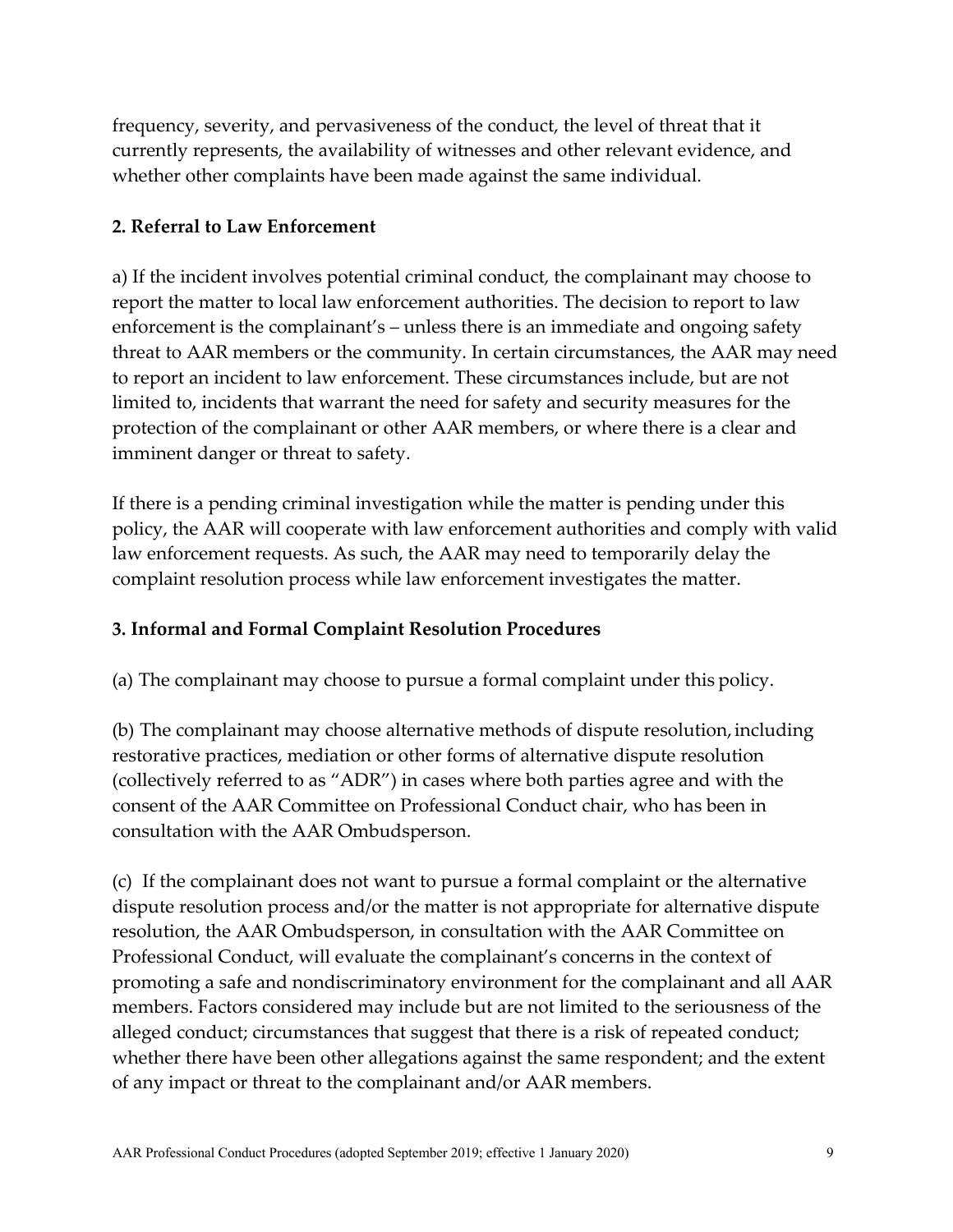frequency, severity, and pervasiveness of the conduct, the level of threat that it currently represents, the availability of witnesses and other relevant evidence, and whether other complaints have been made against the same individual.

**2. Referral to Law Enforcement**

a) If the incident involves potential criminal conduct, the complainant may choose to report the matter to local law enforcement authorities. The decision to report to law enforcement is the complainant's – unless there is an immediate and ongoing safety threat to AAR members or the community. In certain circumstances, the AAR may need to report an incident to law enforcement. These circumstances include, but are not limited to, incidents that warrant the need for safety and security measures for the protection of the complainant or other AAR members, or where there is a clear and imminent danger or threat to safety.

If there is a pending criminal investigation while the matter is pending under this policy, the AAR will cooperate with law enforcement authorities and comply with valid law enforcement requests. As such, the AAR may need to temporarily delay the complaint resolution process while law enforcement investigates the matter.

**3. Informal and Formal Complaint Resolution Procedures**

(a) The complainant may choose to pursue a formal complaint under this policy.

(b) The complainant may choose alternative methods of dispute resolution, including restorative practices, mediation or other forms of alternative dispute resolution (collectively referred to as "ADR") in cases where both parties agree and with the consent of the AAR Committee on Professional Conduct chair, who has been in consultation with the AAR Ombudsperson.

(c) If the complainant does not want to pursue a formal complaint or the alternative dispute resolution process and/or the matter is not appropriate for alternative dispute resolution, the AAR Ombudsperson, in consultation with the AAR Committee on Professional Conduct, will evaluate the complainant's concerns in the context of promoting a safe and nondiscriminatory environment for the complainant and all AAR members. Factors considered may include but are not limited to the seriousness of the alleged conduct; circumstances that suggest that there is a risk of repeated conduct; whether there have been other allegations against the same respondent; and the extent of any impact or threat to the complainant and/or AAR members.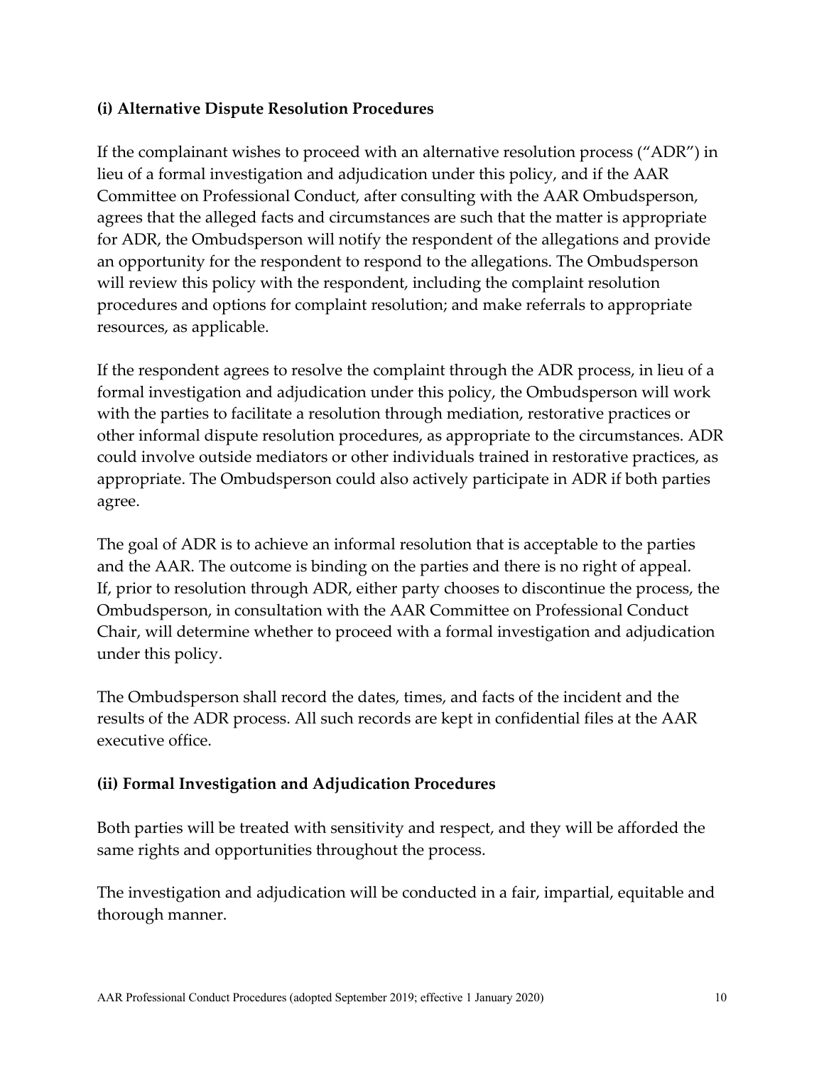### (i) Alternative Dispute Resolution Procedures

If the complainant wishes to proceed with an alternative resolution process ("ADR") in lieu of a formal investigation and adjudication under this policy, and if the AAR Committee on Professional Conduct, after consulting with the AAR Ombudsperson, agrees that the alleged facts and circumstances are such that the matter is appropriate for ADR, the Ombudsperson will notify the respondent of the allegations and provide an opportunity for the respondent to respond to the allegations. The Ombudsperson will review this policy with the respondent, including the complaint resolution procedures and options for complaint resolution; and make referrals to appropriate resources, as applicable.

If the respondent agrees to resolve the complaint through the ADR process, in lieu of a formal investigation and adjudication under this policy, the Ombudsperson will work with the parties to facilitate a resolution through mediation, restorative practices or other informal dispute resolution procedures, as appropriate to the circumstances. ADR could involve outside mediators or other individuals trained in restorative practices, as appropriate. The Ombudsperson could also actively participate in ADR if both parties agree.

The goal of ADR is to achieve an informal resolution that is acceptable to the parties and the AAR. The outcome is binding on the parties and there is no right of appeal. If, prior to resolution through ADR, either party chooses to discontinue the process, the Ombudsperson, in consultation with the AAR Committee on Professional Conduct Chair, will determine whether to proceed with a formal investigation and adjudication under this policy.

The Ombudsperson shall record the dates, times, and facts of the incident and the results of the ADR process. All such records are kept in confidential files at the AAR executive office.

### (ii) Formal Investigation and Adjudication Procedures

Both parties will be treated with sensitivity and respect, and they will be afforded the same rights and opportunities throughout the process.

The investigation and adjudication will be conducted in a fair, impartial, equitable and thorough manner.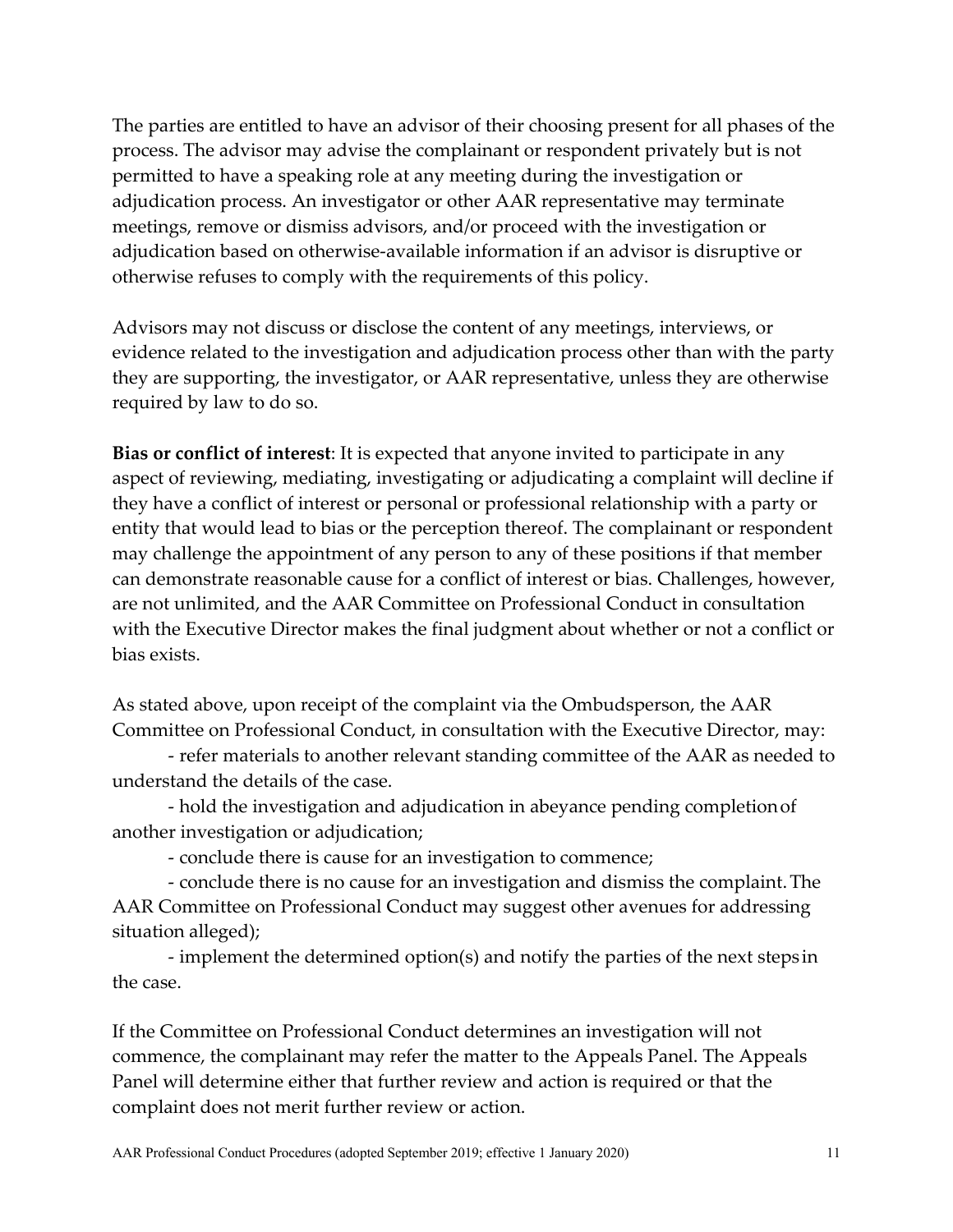The parties are entitled to have an advisor of their choosing present for all phases of the process. The advisor may advise the complainant or respondent privately but is not permitted to have a speaking role at any meeting during the investigation or adjudication process. An investigator or other AAR representative may terminate meetings, remove or dismiss advisors, and/or proceed with the investigation or adjudication based on otherwise-available information if an advisor is disruptive or otherwise refuses to comply with the requirements of this policy.

Advisors may not discuss or disclose the content of any meetings, interviews, or evidence related to the investigation and adjudication process other than with the party they are supporting, the investigator, or AAR representative, unless they are otherwise required by law to do so.

**Bias or conflict of interest**: It is expected that anyone invited to participate in any aspect of reviewing, mediating, investigating or adjudicating a complaint will decline if they have a conflict of interest or personal or professional relationship with a party or entity that would lead to bias or the perception thereof. The complainant or respondent may challenge the appointment of any person to any of these positions if that member can demonstrate reasonable cause for a conflict of interest or bias. Challenges, however, are not unlimited, and the AAR Committee on Professional Conduct in consultation with the Executive Director makes the final judgment about whether or not a conflict or bias exists.

As stated above, upon receipt of the complaint via the Ombudsperson, the AAR Committee on Professional Conduct, in consultation with the Executive Director, may:

- refer materials to another relevant standing committee of the AAR as needed to understand the details of the case.
- hold the investigation and adjudication in abeyance pending completion of another investigation or adjudication;
- conclude there is cause for an investigation to commence;
- conclude there is no cause for an investigation and dismiss the complaint. The AAR Committee on Professional Conduct may suggest other avenues for addressing situation alleged);
- implement the determined option(s) and notify the parties of the next steps in the case.

If the Committee on Professional Conduct determines an investigation will not commence, the complainant may refer the matter to the Appeals Panel. The Appeals Panel will determine either that further review and action is required or that the complaint does not merit further review or action.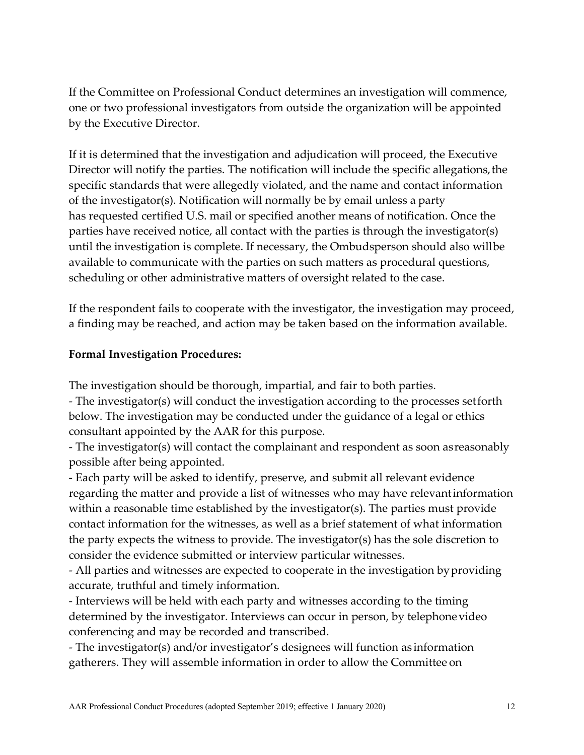If the Committee on Professional Conduct determines an investigation will commence, one or two professional investigators from outside the organization will be appointed by the Executive Director.

If it is determined that the investigation and adjudication will proceed, the Executive Director will notify the parties. The notification will include the specific allegations, the specific standards that were allegedly violated, and the name and contact information of the investigator(s). Notification will normally be by email unless a party has requested certified U.S. mail or specified another means of notification. Once the parties have received notice, all contact with the parties is through the investigator(s) until the investigation is complete. If necessary, the Ombudsperson should also will be available to communicate with the parties on such matters as procedural questions, scheduling or other administrative matters of oversight related to the case.

If the respondent fails to cooperate with the investigator, the investigation may proceed, a finding may be reached, and action may be taken based on the information available.

**Formal Investigation Procedures:**

The investigation should be thorough, impartial, and fair to both parties.

- The investigator(s) will conduct the investigation according to the processes set forth below. The investigation may be conducted under the guidance of a legal or ethics consultant appointed by the AAR for this purpose.
- The investigator(s) will contact the complainant and respondent as soon as reasonably possible after being appointed.
- Each party will be asked to identify, preserve, and submit all relevant evidence regarding the matter and provide a list of witnesses who may have relevant information within a reasonable time established by the investigator(s). The parties must provide contact information for the witnesses, as well as a brief statement of what information the party expects the witness to provide. The investigator(s) has the sole discretion to consider the evidence submitted or interview particular witnesses.
- All parties and witnesses are expected to cooperate in the investigation by providing accurate, truthful and timely information.
- Interviews will be held with each party and witnesses according to the timing determined by the investigator. Interviews can occur in person, by telephone video conferencing and may be recorded and transcribed.
- The investigator(s) and/or investigator's designees will function as information gatherers. They will assemble information in order to allow the Committee on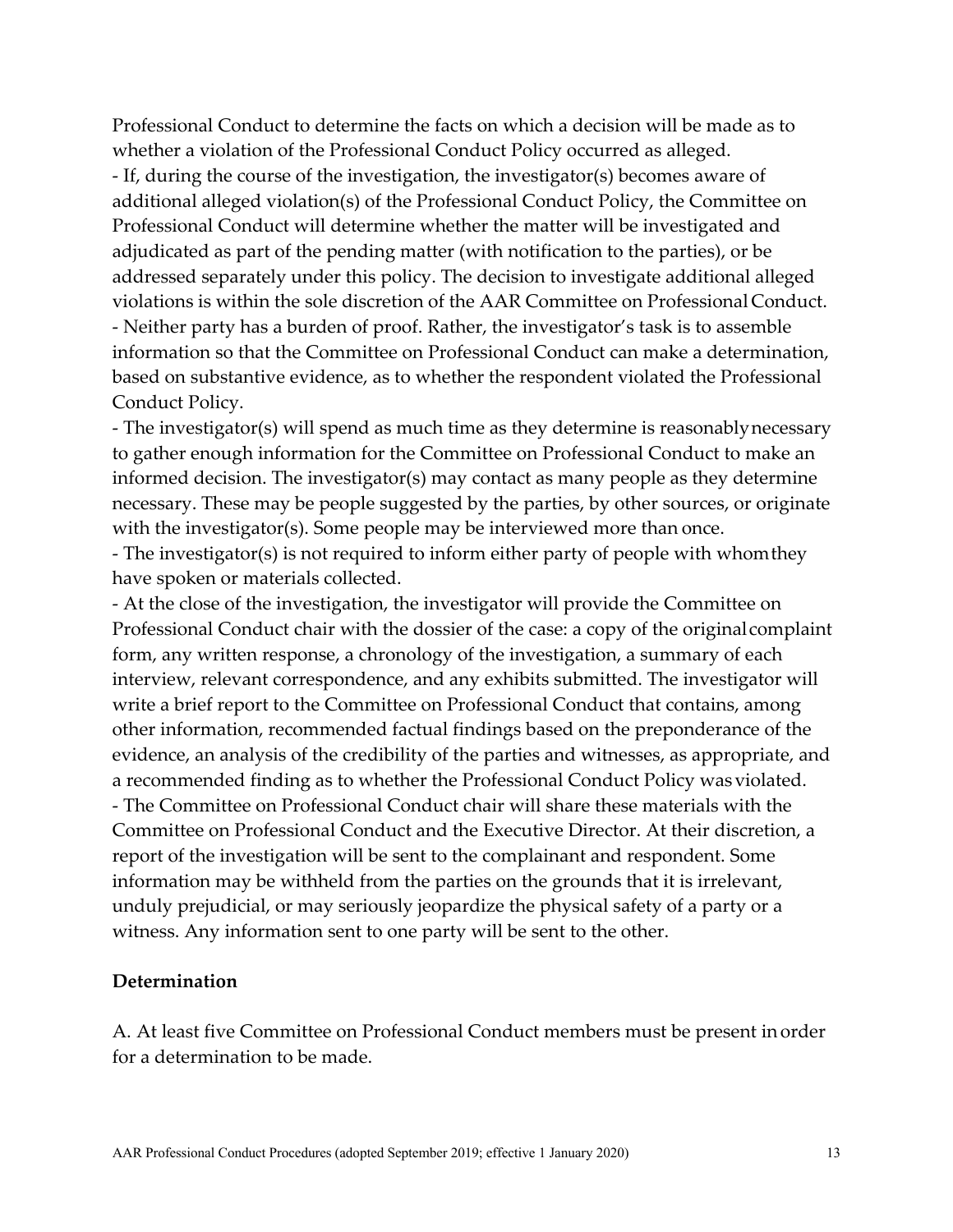Professional Conduct to determine the facts on which a decision will be made as to whether a violation of the Professional Conduct Policy occurred as alleged.

- If, during the course of the investigation, the investigator(s) becomes aware of additional alleged violation(s) of the Professional Conduct Policy, the Committee on Professional Conduct will determine whether the matter will be investigated and adjudicated as part of the pending matter (with notification to the parties), or be addressed separately under this policy. The decision to investigate additional alleged violations is within the sole discretion of the AAR Committee on Professional Conduct.
- Neither party has a burden of proof. Rather, the investigator's task is to assemble information so that the Committee on Professional Conduct can make a determination, based on substantive evidence, as to whether the respondent violated the Professional Conduct Policy.
- The investigator(s) will spend as much time as they determine is reasonably necessary to gather enough information for the Committee on Professional Conduct to make an informed decision. The investigator(s) may contact as many people as they determine necessary. These may be people suggested by the parties, by other sources, or originate with the investigator(s). Some people may be interviewed more than once.
- The investigator(s) is not required to inform either party of people with whom they have spoken or materials collected.
- At the close of the investigation, the investigator will provide the Committee on Professional Conduct chair with the dossier of the case: a copy of the original complaint form, any written response, a chronology of the investigation, a summary of each interview, relevant correspondence, and any exhibits submitted. The investigator will write a brief report to the Committee on Professional Conduct that contains, among other information, recommended factual findings based on the preponderance of the evidence, an analysis of the credibility of the parties and witnesses, as appropriate, and a recommended finding as to whether the Professional Conduct Policy was violated.
- The Committee on Professional Conduct chair will share these materials with the Committee on Professional Conduct and the Executive Director. At their discretion, a report of the investigation will be sent to the complainant and respondent. Some information may be withheld from the parties on the grounds that it is irrelevant, unduly prejudicial, or may seriously jeopardize the physical safety of a party or a witness. Any information sent to one party will be sent to the other.

**Determination**

A. At least five Committee on Professional Conduct members must be present in order for a determination to be made.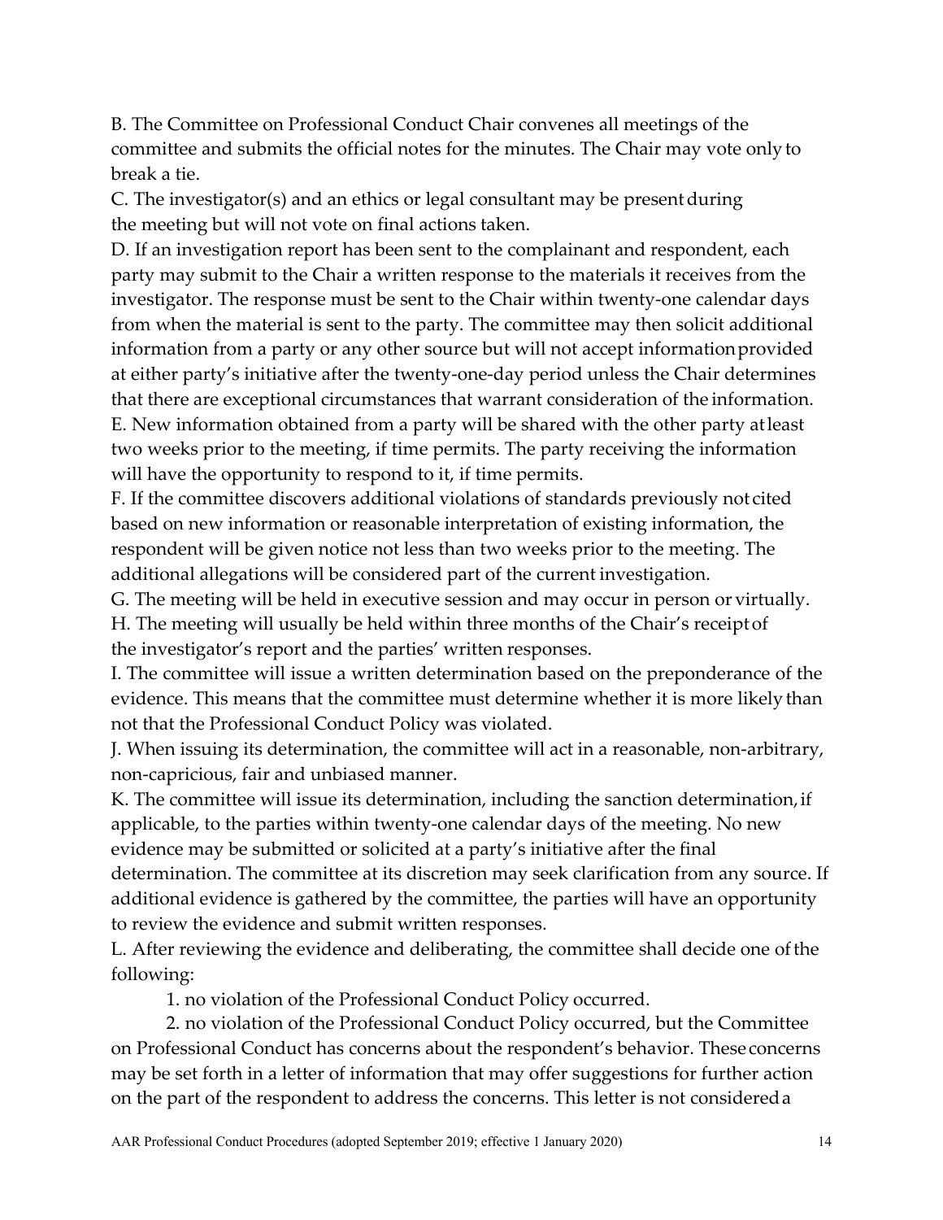B. The Committee on Professional Conduct Chair convenes all meetings of the committee and submits the official notes for the minutes. The Chair may vote only to break a tie.

C. The investigator(s) and an ethics or legal consultant may be present during the meeting but will not vote on final actions taken.

D. If an investigation report has been sent to the complainant and respondent, each party may submit to the Chair a written response to the materials it receives from the investigator. The response must be sent to the Chair within twenty-one calendar days from when the material is sent to the party. The committee may then solicit additional information from a party or any other source but will not accept information provided at either party's initiative after the twenty-one-day period unless the Chair determines that there are exceptional circumstances that warrant consideration of the information.

E. New information obtained from a party will be shared with the other party at least two weeks prior to the meeting, if time permits. The party receiving the information will have the opportunity to respond to it, if time permits.

F. If the committee discovers additional violations of standards previously not cited based on new information or reasonable interpretation of existing information, the respondent will be given notice not less than two weeks prior to the meeting. The additional allegations will be considered part of the current investigation.

G. The meeting will be held in executive session and may occur in person or virtually.

H. The meeting will usually be held within three months of the Chair's receipt of the investigator's report and the parties' written responses.

I. The committee will issue a written determination based on the preponderance of the evidence. This means that the committee must determine whether it is more likely than not that the Professional Conduct Policy was violated.

J. When issuing its determination, the committee will act in a reasonable, non-arbitrary, non-capricious, fair and unbiased manner.

K. The committee will issue its determination, including the sanction determination, if applicable, to the parties within twenty-one calendar days of the meeting. No new evidence may be submitted or solicited at a party's initiative after the final determination. The committee at its discretion may seek clarification from any source. If additional evidence is gathered by the committee, the parties will have an opportunity to review the evidence and submit written responses.

L. After reviewing the evidence and deliberating, the committee shall decide one of the following:

1. no violation of the Professional Conduct Policy occurred.

2. no violation of the Professional Conduct Policy occurred, but the Committee on Professional Conduct has concerns about the respondent's behavior. These concerns may be set forth in a letter of information that may offer suggestions for further action on the part of the respondent to address the concerns. This letter is not considered a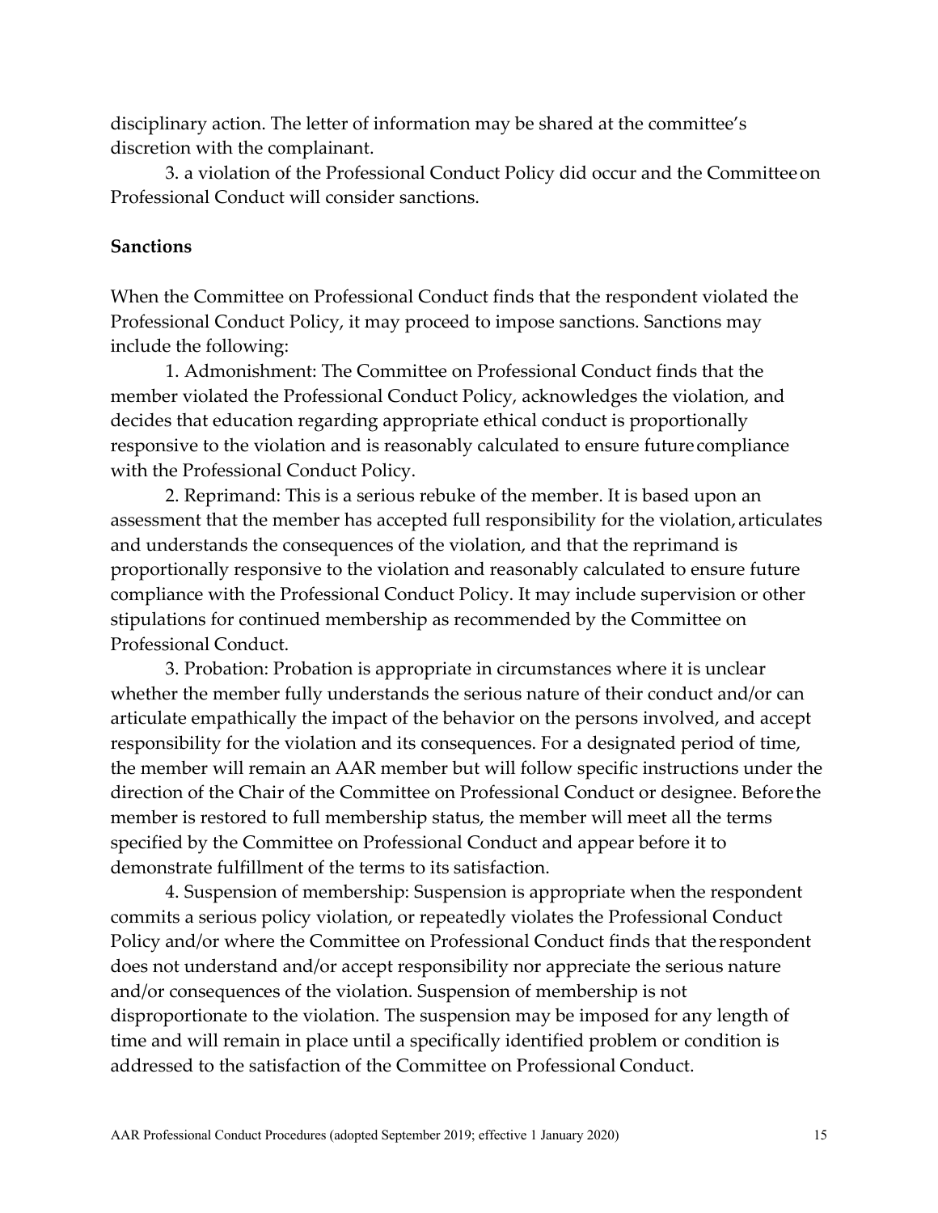disciplinary action. The letter of information may be shared at the committee's discretion with the complainant.

3. a violation of the Professional Conduct Policy did occur and the Committee on Professional Conduct will consider sanctions.

**Sanctions**

When the Committee on Professional Conduct finds that the respondent violated the Professional Conduct Policy, it may proceed to impose sanctions. Sanctions may include the following:

1. Admonishment: The Committee on Professional Conduct finds that the member violated the Professional Conduct Policy, acknowledges the violation, and decides that education regarding appropriate ethical conduct is proportionally responsive to the violation and is reasonably calculated to ensure future compliance with the Professional Conduct Policy.

2. Reprimand: This is a serious rebuke of the member. It is based upon an assessment that the member has accepted full responsibility for the violation, articulates and understands the consequences of the violation, and that the reprimand is proportionally responsive to the violation and reasonably calculated to ensure future compliance with the Professional Conduct Policy. It may include supervision or other stipulations for continued membership as recommended by the Committee on Professional Conduct.

3. Probation: Probation is appropriate in circumstances where it is unclear whether the member fully understands the serious nature of their conduct and/or can articulate empathically the impact of the behavior on the persons involved, and accept responsibility for the violation and its consequences. For a designated period of time, the member will remain an AAR member but will follow specific instructions under the direction of the Chair of the Committee on Professional Conduct or designee. Before the member is restored to full membership status, the member will meet all the terms specified by the Committee on Professional Conduct and appear before it to demonstrate fulfillment of the terms to its satisfaction.

4. Suspension of membership: Suspension is appropriate when the respondent commits a serious policy violation, or repeatedly violates the Professional Conduct Policy and/or where the Committee on Professional Conduct finds that the respondent does not understand and/or accept responsibility nor appreciate the serious nature and/or consequences of the violation. Suspension of membership is not disproportionate to the violation. The suspension may be imposed for any length of time and will remain in place until a specifically identified problem or condition is addressed to the satisfaction of the Committee on Professional Conduct.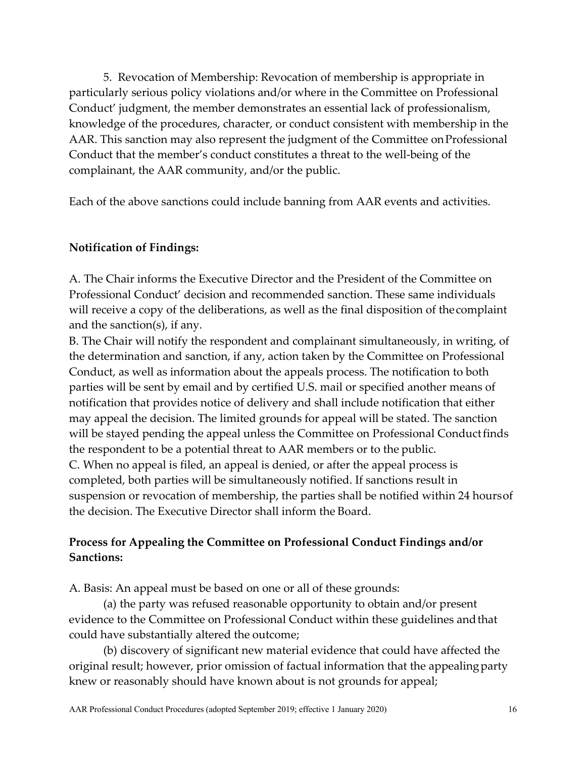5. Revocation of Membership: Revocation of membership is appropriate in particularly serious policy violations and/or where in the Committee on Professional Conduct' judgment, the member demonstrates an essential lack of professionalism, knowledge of the procedures, character, or conduct consistent with membership in the AAR. This sanction may also represent the judgment of the Committee on Professional Conduct that the member's conduct constitutes a threat to the well-being of the complainant, the AAR community, and/or the public.

Each of the above sanctions could include banning from AAR events and activities.

**Notification of Findings:**

A. The Chair informs the Executive Director and the President of the Committee on Professional Conduct' decision and recommended sanction. These same individuals will receive a copy of the deliberations, as well as the final disposition of the complaint and the sanction(s), if any.

B. The Chair will notify the respondent and complainant simultaneously, in writing, of the determination and sanction, if any, action taken by the Committee on Professional Conduct, as well as information about the appeals process. The notification to both parties will be sent by email and by certified U.S. mail or specified another means of notification that provides notice of delivery and shall include notification that either may appeal the decision. The limited grounds for appeal will be stated. The sanction will be stayed pending the appeal unless the Committee on Professional Conduct finds the respondent to be a potential threat to AAR members or to the public.

C. When no appeal is filed, an appeal is denied, or after the appeal process is completed, both parties will be simultaneously notified. If sanctions result in suspension or revocation of membership, the parties shall be notified within 24 hours of the decision. The Executive Director shall inform the Board.

**Process for Appealing the Committee on Professional Conduct Findings and/or Sanctions:**

A. Basis: An appeal must be based on one or all of these grounds:

(a) the party was refused reasonable opportunity to obtain and/or present evidence to the Committee on Professional Conduct within these guidelines and that could have substantially altered the outcome;

(b) discovery of significant new material evidence that could have affected the original result; however, prior omission of factual information that the appealing party knew or reasonably should have known about is not grounds for appeal;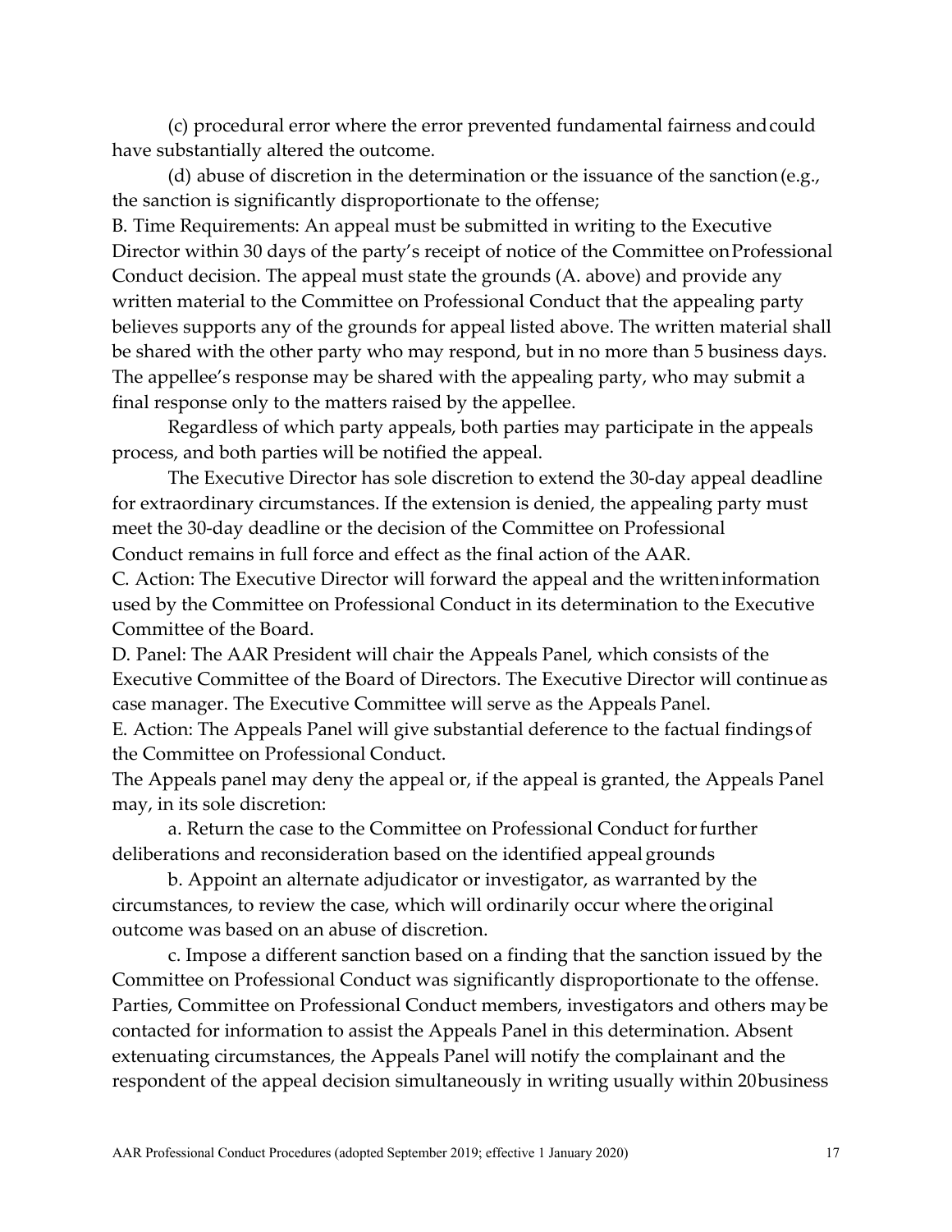(c) procedural error where the error prevented fundamental fairness and could have substantially altered the outcome.

(d) abuse of discretion in the determination or the issuance of the sanction (e.g., the sanction is significantly disproportionate to the offense;

B. Time Requirements: An appeal must be submitted in writing to the Executive Director within 30 days of the party's receipt of notice of the Committee on Professional Conduct decision. The appeal must state the grounds (A. above) and provide any written material to the Committee on Professional Conduct that the appealing party believes supports any of the grounds for appeal listed above. The written material shall be shared with the other party who may respond, but in no more than 5 business days. The appellee's response may be shared with the appealing party, who may submit a final response only to the matters raised by the appellee.

Regardless of which party appeals, both parties may participate in the appeals process, and both parties will be notified the appeal.

The Executive Director has sole discretion to extend the 30-day appeal deadline for extraordinary circumstances. If the extension is denied, the appealing party must meet the 30-day deadline or the decision of the Committee on Professional Conduct remains in full force and effect as the final action of the AAR.

C. Action: The Executive Director will forward the appeal and the written information used by the Committee on Professional Conduct in its determination to the Executive Committee of the Board.

D. Panel: The AAR President will chair the Appeals Panel, which consists of the Executive Committee of the Board of Directors. The Executive Director will continue as case manager. The Executive Committee will serve as the Appeals Panel.

E. Action: The Appeals Panel will give substantial deference to the factual findings of the Committee on Professional Conduct.

The Appeals panel may deny the appeal or, if the appeal is granted, the Appeals Panel may, in its sole discretion:

a. Return the case to the Committee on Professional Conduct for further deliberations and reconsideration based on the identified appeal grounds

b. Appoint an alternate adjudicator or investigator, as warranted by the circumstances, to review the case, which will ordinarily occur where the original outcome was based on an abuse of discretion.

c. Impose a different sanction based on a finding that the sanction issued by the Committee on Professional Conduct was significantly disproportionate to the offense.

Parties, Committee on Professional Conduct members, investigators and others may be contacted for information to assist the Appeals Panel in this determination. Absent extenuating circumstances, the Appeals Panel will notify the complainant and the respondent of the appeal decision simultaneously in writing usually within 20 business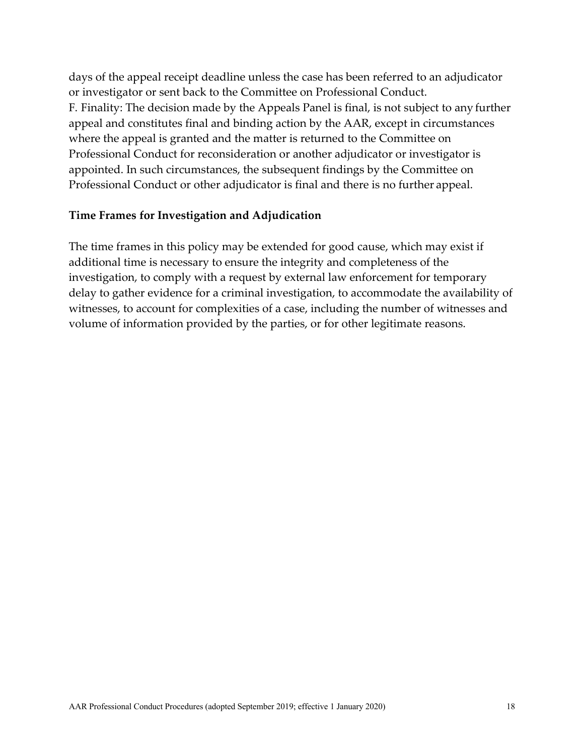days of the appeal receipt deadline unless the case has been referred to an adjudicator or investigator or sent back to the Committee on Professional Conduct.

F. Finality: The decision made by the Appeals Panel is final, is not subject to any further appeal and constitutes final and binding action by the AAR, except in circumstances where the appeal is granted and the matter is returned to the Committee on Professional Conduct for reconsideration or another adjudicator or investigator is appointed. In such circumstances, the subsequent findings by the Committee on Professional Conduct or other adjudicator is final and there is no further appeal.

**Time Frames for Investigation and Adjudication**

The time frames in this policy may be extended for good cause, which may exist if additional time is necessary to ensure the integrity and completeness of the investigation, to comply with a request by external law enforcement for temporary delay to gather evidence for a criminal investigation, to accommodate the availability of witnesses, to account for complexities of a case, including the number of witnesses and volume of information provided by the parties, or for other legitimate reasons.